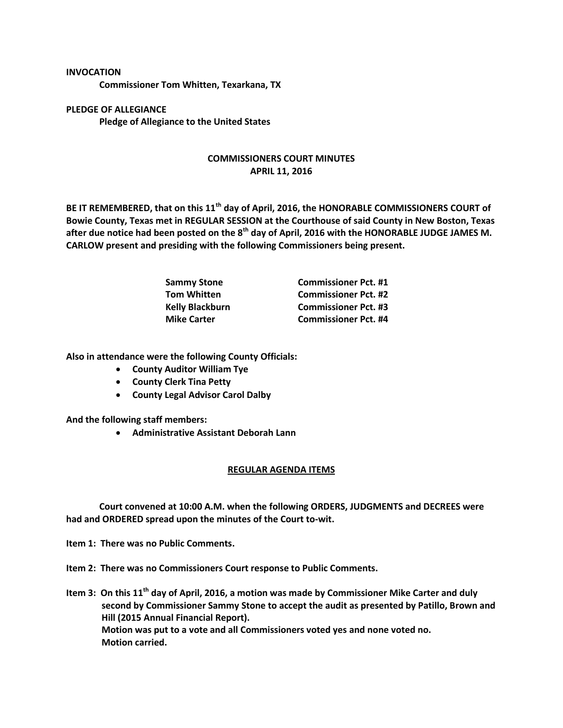**INVOCATION**

**Commissioner Tom Whitten, Texarkana, TX**

**PLEDGE OF ALLEGIANCE**

**Pledge of Allegiance to the United States**

**COMMISSIONERS COURT MINUTES**
**APRIL 11, 2016**

**BE IT REMEMBERED, that on this 11th day of April, 2016, the HONORABLE COMMISSIONERS COURT of Bowie County, Texas met in REGULAR SESSION at the Courthouse of said County in New Boston, Texas after due notice had been posted on the 8th day of April, 2016 with the HONORABLE JUDGE JAMES M. CARLOW present and presiding with the following Commissioners being present.**

| | |
|---|---|
| **Sammy Stone** | **Commissioner Pct. #1** |
| **Tom Whitten** | **Commissioner Pct. #2** |
| **Kelly Blackburn** | **Commissioner Pct. #3** |
| **Mike Carter** | **Commissioner Pct. #4** |

**Also in attendance were the following County Officials:**

- **County Auditor William Tye**
- **County Clerk Tina Petty**
- **County Legal Advisor Carol Dalby**

**And the following staff members:**

- **Administrative Assistant Deborah Lann**

**REGULAR AGENDA ITEMS**

**Court convened at 10:00 A.M. when the following ORDERS, JUDGMENTS and DECREES were had and ORDERED spread upon the minutes of the Court to-wit.**

**Item 1: There was no Public Comments.**

**Item 2: There was no Commissioners Court response to Public Comments.**

**Item 3: On this 11th day of April, 2016, a motion was made by Commissioner Mike Carter and duly second by Commissioner Sammy Stone to accept the audit as presented by Patillo, Brown and Hill (2015 Annual Financial Report).**
**Motion was put to a vote and all Commissioners voted yes and none voted no.**
**Motion carried.**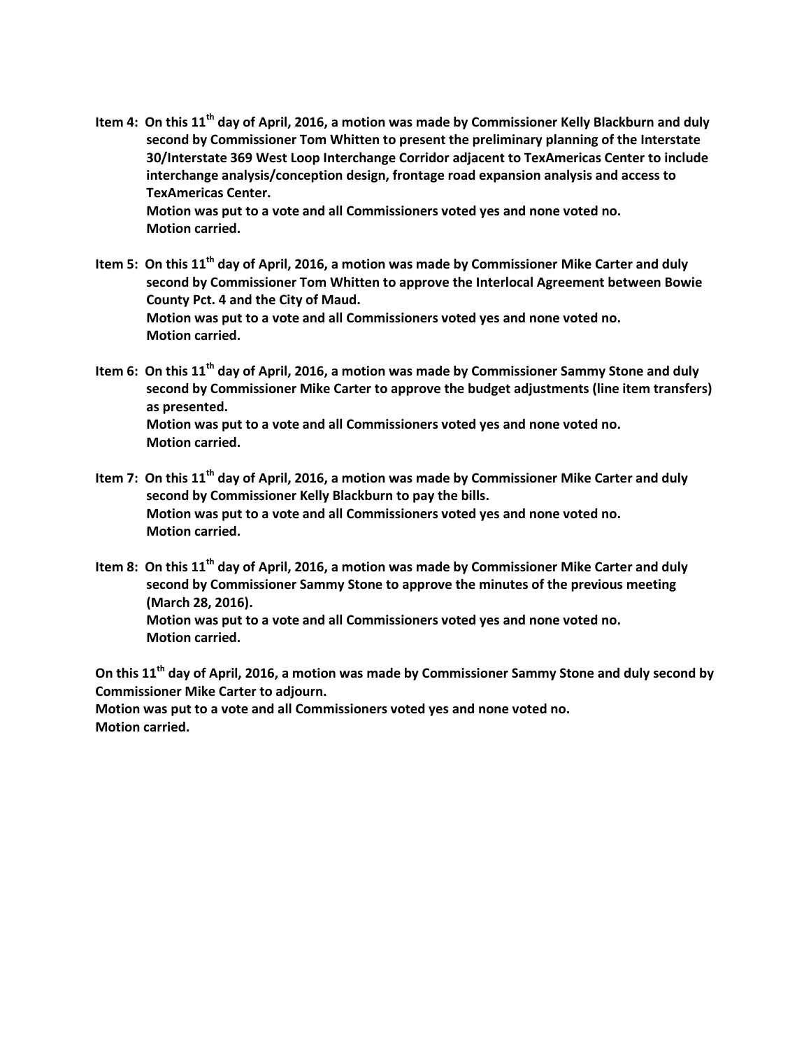**Item 4: On this 11th day of April, 2016, a motion was made by Commissioner Kelly Blackburn and duly second by Commissioner Tom Whitten to present the preliminary planning of the Interstate 30/Interstate 369 West Loop Interchange Corridor adjacent to TexAmericas Center to include interchange analysis/conception design, frontage road expansion analysis and access to TexAmericas Center.**
**Motion was put to a vote and all Commissioners voted yes and none voted no.**
**Motion carried.**

**Item 5: On this 11th day of April, 2016, a motion was made by Commissioner Mike Carter and duly second by Commissioner Tom Whitten to approve the Interlocal Agreement between Bowie County Pct. 4 and the City of Maud.**
**Motion was put to a vote and all Commissioners voted yes and none voted no.**
**Motion carried.**

**Item 6: On this 11th day of April, 2016, a motion was made by Commissioner Sammy Stone and duly second by Commissioner Mike Carter to approve the budget adjustments (line item transfers) as presented.**
**Motion was put to a vote and all Commissioners voted yes and none voted no.**
**Motion carried.**

**Item 7: On this 11th day of April, 2016, a motion was made by Commissioner Mike Carter and duly second by Commissioner Kelly Blackburn to pay the bills.**
**Motion was put to a vote and all Commissioners voted yes and none voted no.**
**Motion carried.**

**Item 8: On this 11th day of April, 2016, a motion was made by Commissioner Mike Carter and duly second by Commissioner Sammy Stone to approve the minutes of the previous meeting (March 28, 2016).**
**Motion was put to a vote and all Commissioners voted yes and none voted no.**
**Motion carried.**

**On this 11th day of April, 2016, a motion was made by Commissioner Sammy Stone and duly second by Commissioner Mike Carter to adjourn.**
**Motion was put to a vote and all Commissioners voted yes and none voted no.**
**Motion carried.**